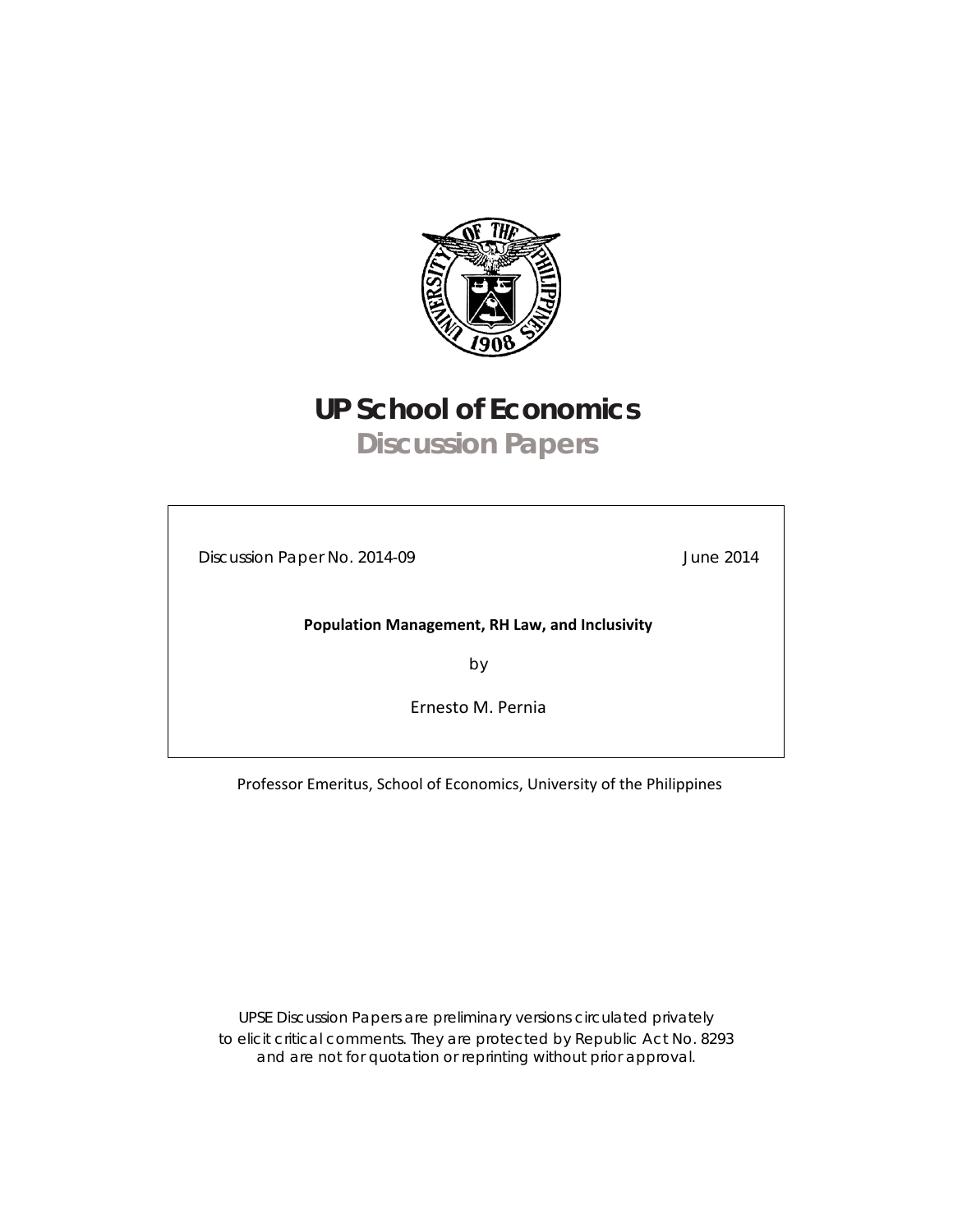# UP School of Economics

## Discussion Papers

Discussion Paper No. 2014-09

June 2014

**Population Management, RH Law, and Inclusivity**

by

Ernesto M. Pernia

Professor Emeritus, School of Economics, University of the Philippines

UPSE Discussion Papers are preliminary versions circulated privately to elicit critical comments. They are protected by Republic Act No. 8293 and are not for quotation or reprinting without prior approval.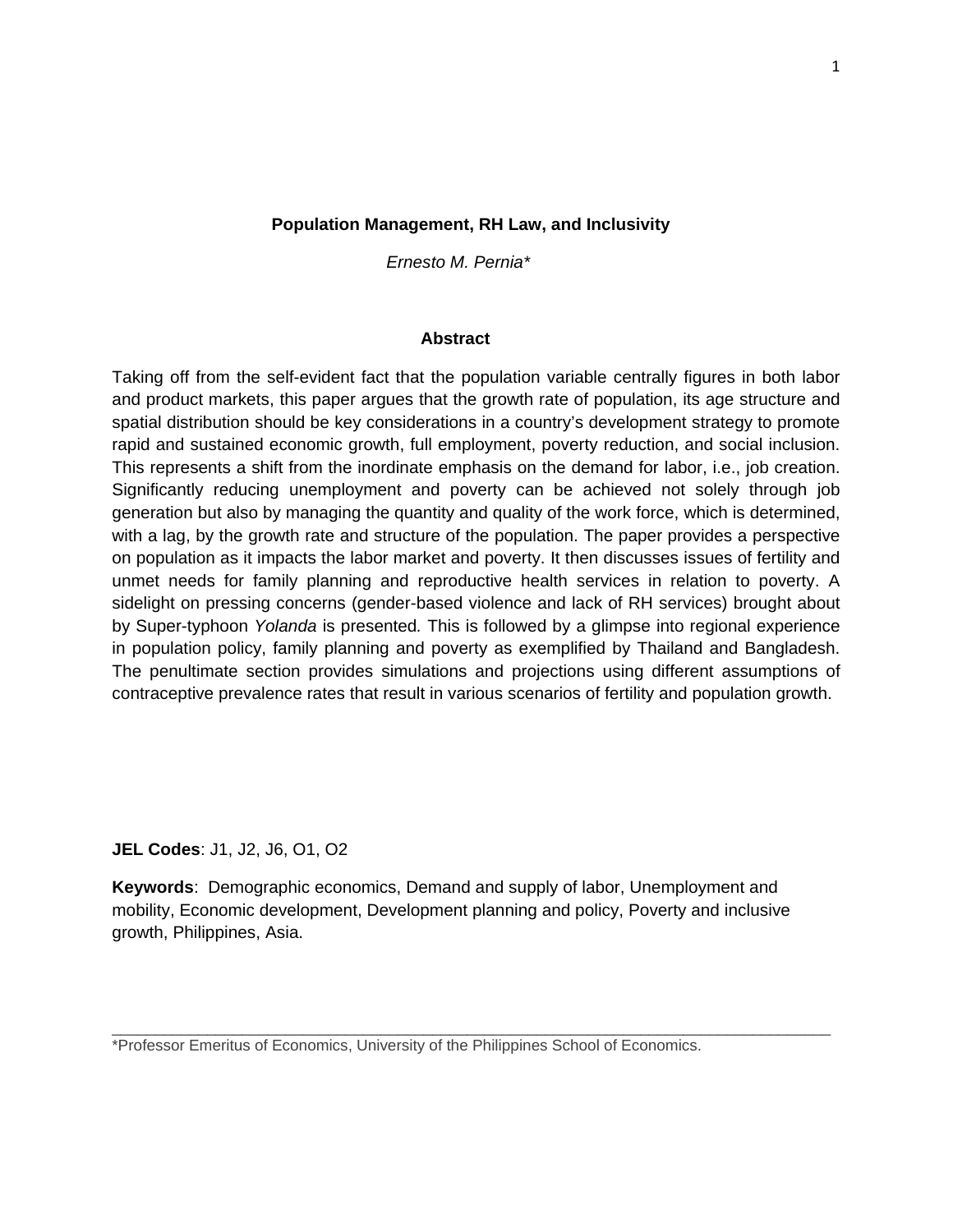## Population Management, RH Law, and Inclusivity

*Ernesto M. Pernia**

### Abstract

Taking off from the self-evident fact that the population variable centrally figures in both labor and product markets, this paper argues that the growth rate of population, its age structure and spatial distribution should be key considerations in a country's development strategy to promote rapid and sustained economic growth, full employment, poverty reduction, and social inclusion. This represents a shift from the inordinate emphasis on the demand for labor, i.e., job creation. Significantly reducing unemployment and poverty can be achieved not solely through job generation but also by managing the quantity and quality of the work force, which is determined, with a lag, by the growth rate and structure of the population. The paper provides a perspective on population as it impacts the labor market and poverty. It then discusses issues of fertility and unmet needs for family planning and reproductive health services in relation to poverty. A sidelight on pressing concerns (gender-based violence and lack of RH services) brought about by Super-typhoon *Yolanda* is presented. This is followed by a glimpse into regional experience in population policy, family planning and poverty as exemplified by Thailand and Bangladesh. The penultimate section provides simulations and projections using different assumptions of contraceptive prevalence rates that result in various scenarios of fertility and population growth.

**JEL Codes**: J1, J2, J6, O1, O2

**Keywords**: Demographic economics, Demand and supply of labor, Unemployment and mobility, Economic development, Development planning and policy, Poverty and inclusive growth, Philippines, Asia.

---

*Professor Emeritus of Economics, University of the Philippines School of Economics.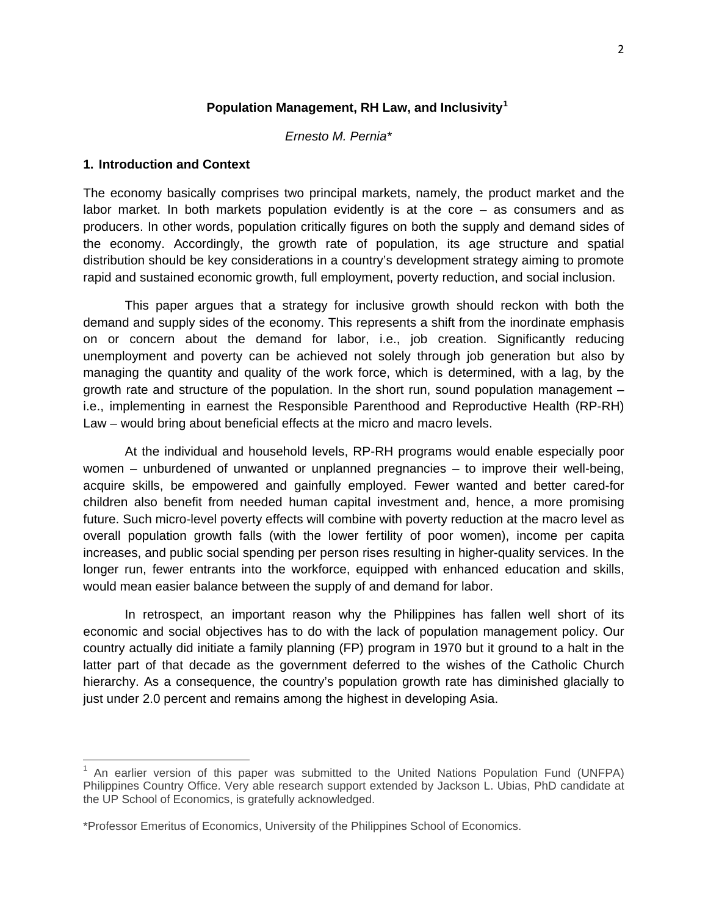# Population Management, RH Law, and Inclusivity[1]

*Ernesto M. Pernia\**

## 1. Introduction and Context

The economy basically comprises two principal markets, namely, the product market and the labor market. In both markets population evidently is at the core – as consumers and as producers. In other words, population critically figures on both the supply and demand sides of the economy. Accordingly, the growth rate of population, its age structure and spatial distribution should be key considerations in a country's development strategy aiming to promote rapid and sustained economic growth, full employment, poverty reduction, and social inclusion.

This paper argues that a strategy for inclusive growth should reckon with both the demand and supply sides of the economy. This represents a shift from the inordinate emphasis on or concern about the demand for labor, i.e., job creation. Significantly reducing unemployment and poverty can be achieved not solely through job generation but also by managing the quantity and quality of the work force, which is determined, with a lag, by the growth rate and structure of the population. In the short run, sound population management – i.e., implementing in earnest the Responsible Parenthood and Reproductive Health (RP-RH) Law – would bring about beneficial effects at the micro and macro levels.

At the individual and household levels, RP-RH programs would enable especially poor women – unburdened of unwanted or unplanned pregnancies – to improve their well-being, acquire skills, be empowered and gainfully employed. Fewer wanted and better cared-for children also benefit from needed human capital investment and, hence, a more promising future. Such micro-level poverty effects will combine with poverty reduction at the macro level as overall population growth falls (with the lower fertility of poor women), income per capita increases, and public social spending per person rises resulting in higher-quality services. In the longer run, fewer entrants into the workforce, equipped with enhanced education and skills, would mean easier balance between the supply of and demand for labor.

In retrospect, an important reason why the Philippines has fallen well short of its economic and social objectives has to do with the lack of population management policy. Our country actually did initiate a family planning (FP) program in 1970 but it ground to a halt in the latter part of that decade as the government deferred to the wishes of the Catholic Church hierarchy. As a consequence, the country's population growth rate has diminished glacially to just under 2.0 percent and remains among the highest in developing Asia.

---

[1] An earlier version of this paper was submitted to the United Nations Population Fund (UNFPA) Philippines Country Office. Very able research support extended by Jackson L. Ubias, PhD candidate at the UP School of Economics, is gratefully acknowledged.

\*Professor Emeritus of Economics, University of the Philippines School of Economics.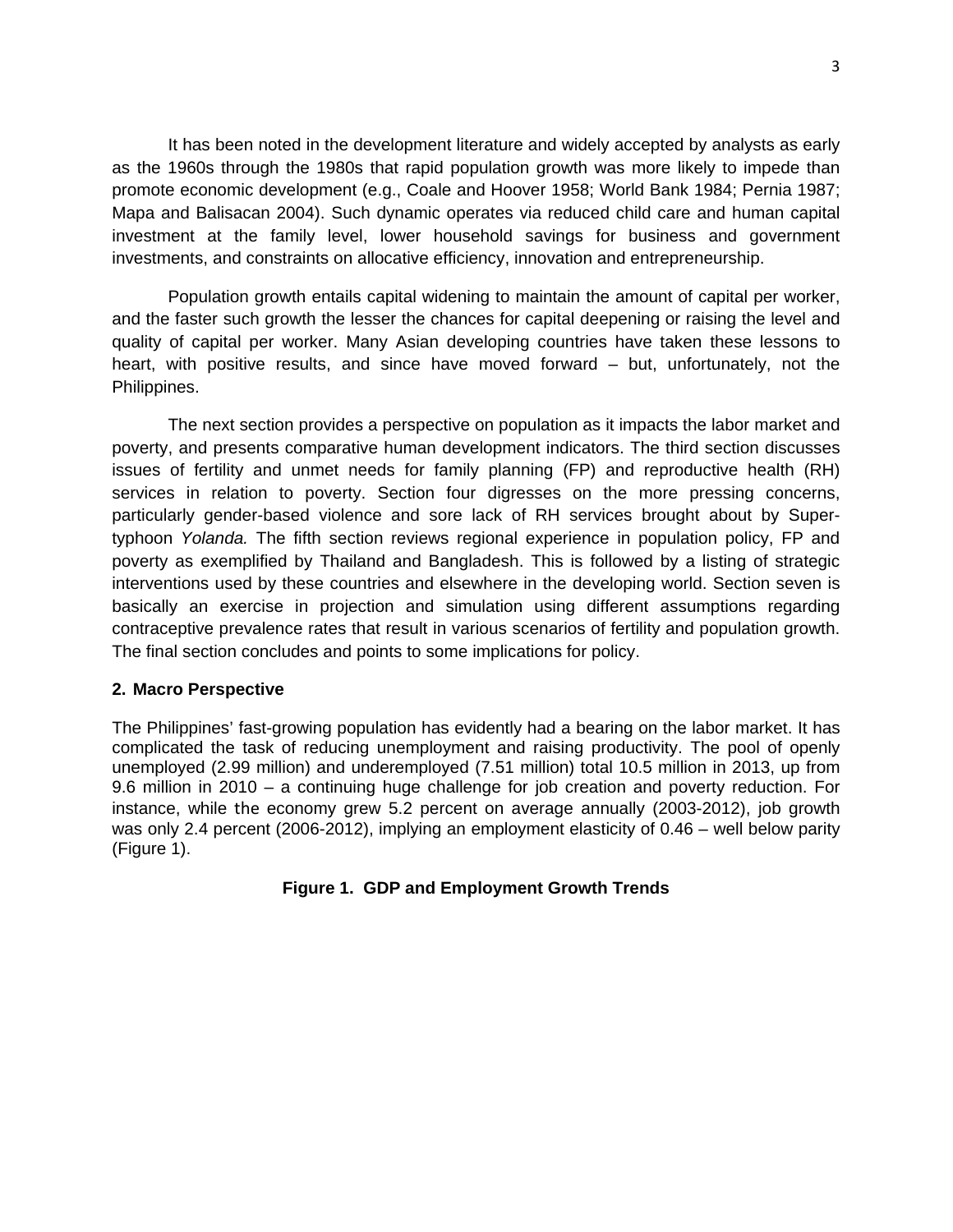It has been noted in the development literature and widely accepted by analysts as early as the 1960s through the 1980s that rapid population growth was more likely to impede than promote economic development (e.g., Coale and Hoover 1958; World Bank 1984; Pernia 1987; Mapa and Balisacan 2004). Such dynamic operates via reduced child care and human capital investment at the family level, lower household savings for business and government investments, and constraints on allocative efficiency, innovation and entrepreneurship.

Population growth entails capital widening to maintain the amount of capital per worker, and the faster such growth the lesser the chances for capital deepening or raising the level and quality of capital per worker. Many Asian developing countries have taken these lessons to heart, with positive results, and since have moved forward – but, unfortunately, not the Philippines.

The next section provides a perspective on population as it impacts the labor market and poverty, and presents comparative human development indicators. The third section discusses issues of fertility and unmet needs for family planning (FP) and reproductive health (RH) services in relation to poverty. Section four digresses on the more pressing concerns, particularly gender-based violence and sore lack of RH services brought about by Super-typhoon *Yolanda.* The fifth section reviews regional experience in population policy, FP and poverty as exemplified by Thailand and Bangladesh. This is followed by a listing of strategic interventions used by these countries and elsewhere in the developing world. Section seven is basically an exercise in projection and simulation using different assumptions regarding contraceptive prevalence rates that result in various scenarios of fertility and population growth. The final section concludes and points to some implications for policy.

## 2. Macro Perspective

The Philippines' fast-growing population has evidently had a bearing on the labor market. It has complicated the task of reducing unemployment and raising productivity. The pool of openly unemployed (2.99 million) and underemployed (7.51 million) total 10.5 million in 2013, up from 9.6 million in 2010 – a continuing huge challenge for job creation and poverty reduction. For instance, while the economy grew 5.2 percent on average annually (2003-2012), job growth was only 2.4 percent (2006-2012), implying an employment elasticity of 0.46 – well below parity (Figure 1).

**Figure 1. GDP and Employment Growth Trends**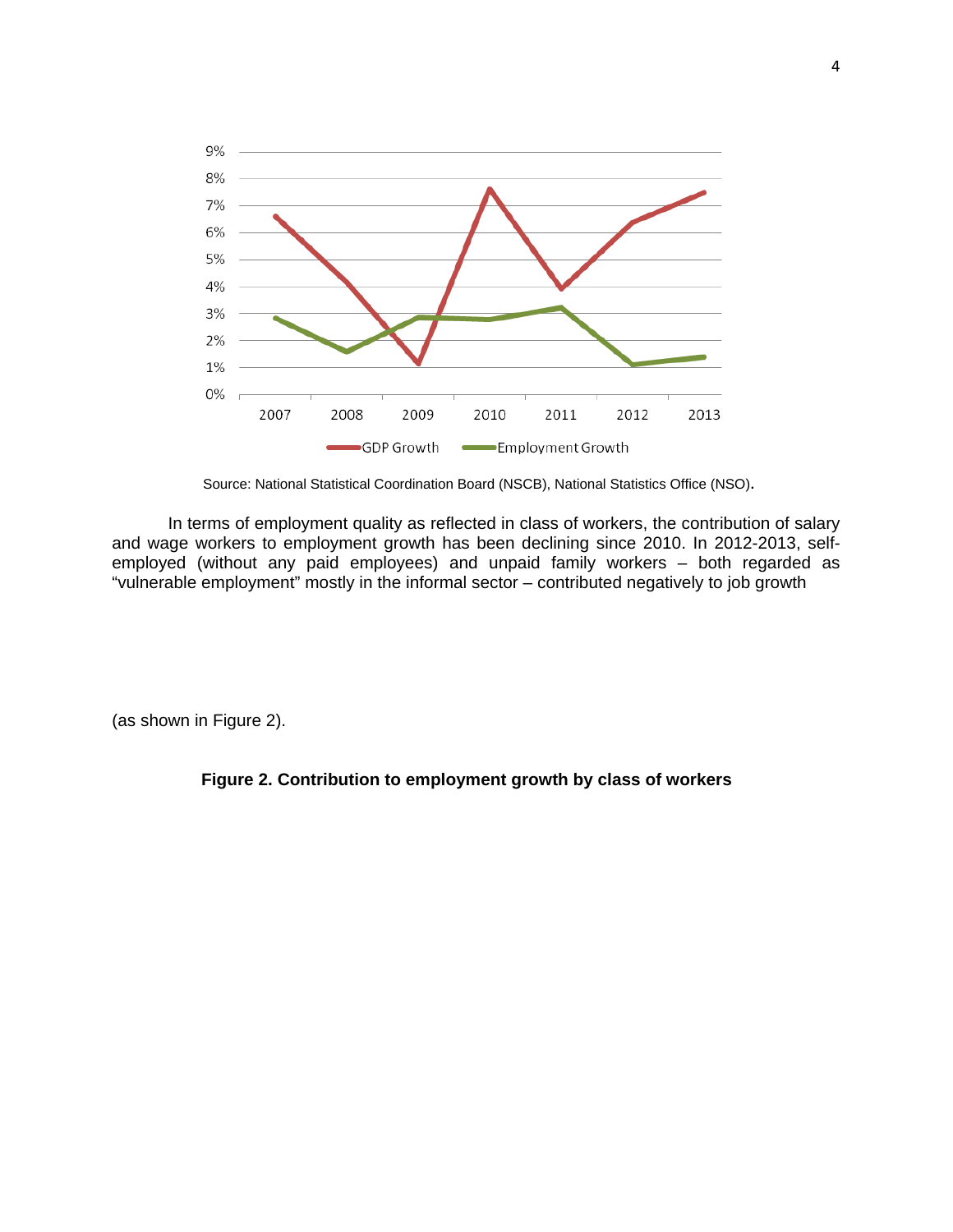Source: National Statistical Coordination Board (NSCB), National Statistics Office (NSO).

In terms of employment quality as reflected in class of workers, the contribution of salary and wage workers to employment growth has been declining since 2010. In 2012-2013, self-employed (without any paid employees) and unpaid family workers – both regarded as "vulnerable employment" mostly in the informal sector – contributed negatively to job growth

(as shown in Figure 2).

**Figure 2. Contribution to employment growth by class of workers**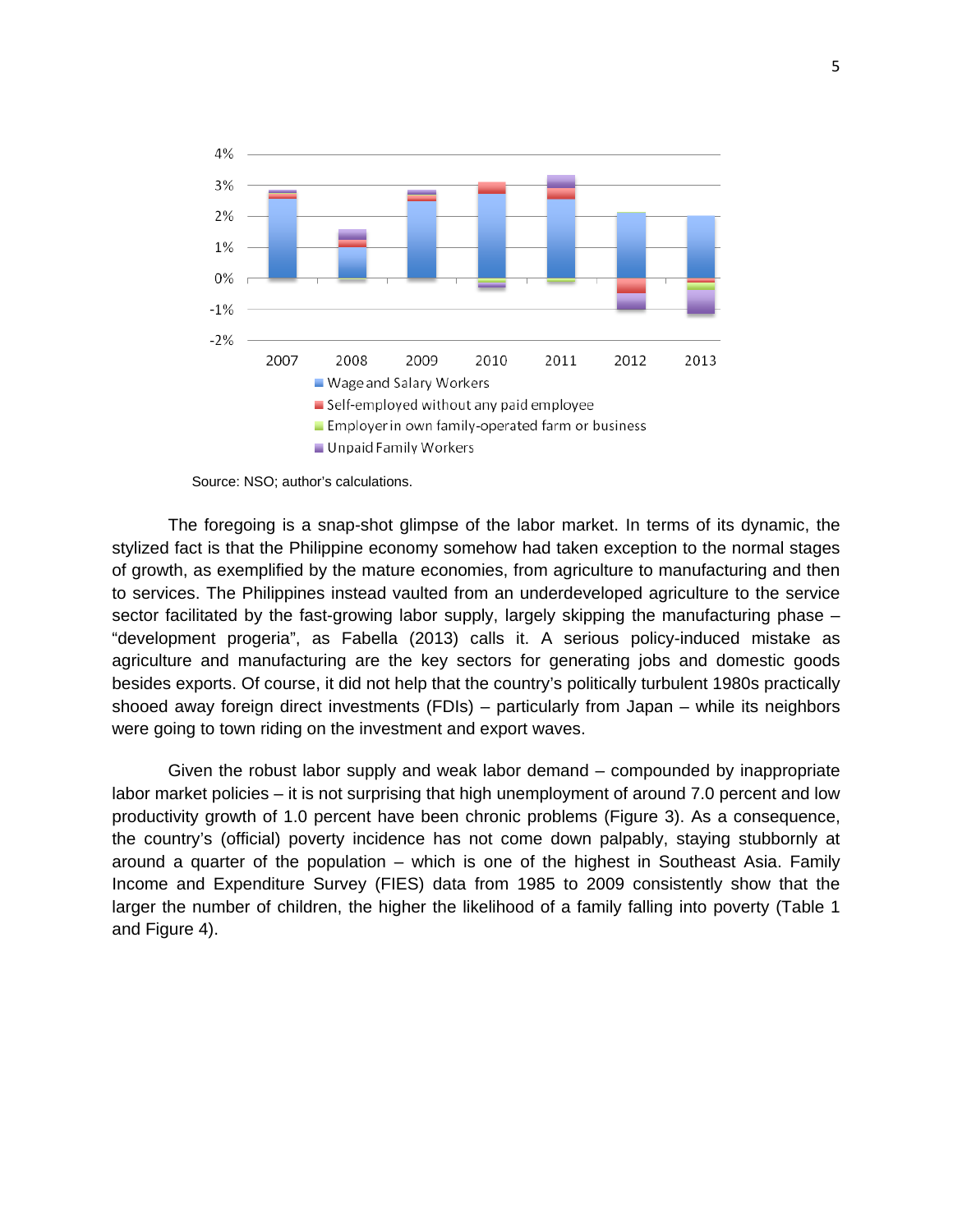Source: NSO; author's calculations.

The foregoing is a snap-shot glimpse of the labor market. In terms of its dynamic, the stylized fact is that the Philippine economy somehow had taken exception to the normal stages of growth, as exemplified by the mature economies, from agriculture to manufacturing and then to services. The Philippines instead vaulted from an underdeveloped agriculture to the service sector facilitated by the fast-growing labor supply, largely skipping the manufacturing phase – "development progeria", as Fabella (2013) calls it. A serious policy-induced mistake as agriculture and manufacturing are the key sectors for generating jobs and domestic goods besides exports. Of course, it did not help that the country's politically turbulent 1980s practically shooed away foreign direct investments (FDIs) – particularly from Japan – while its neighbors were going to town riding on the investment and export waves.

Given the robust labor supply and weak labor demand – compounded by inappropriate labor market policies – it is not surprising that high unemployment of around 7.0 percent and low productivity growth of 1.0 percent have been chronic problems (Figure 3). As a consequence, the country's (official) poverty incidence has not come down palpably, staying stubbornly at around a quarter of the population – which is one of the highest in Southeast Asia. Family Income and Expenditure Survey (FIES) data from 1985 to 2009 consistently show that the larger the number of children, the higher the likelihood of a family falling into poverty (Table 1 and Figure 4).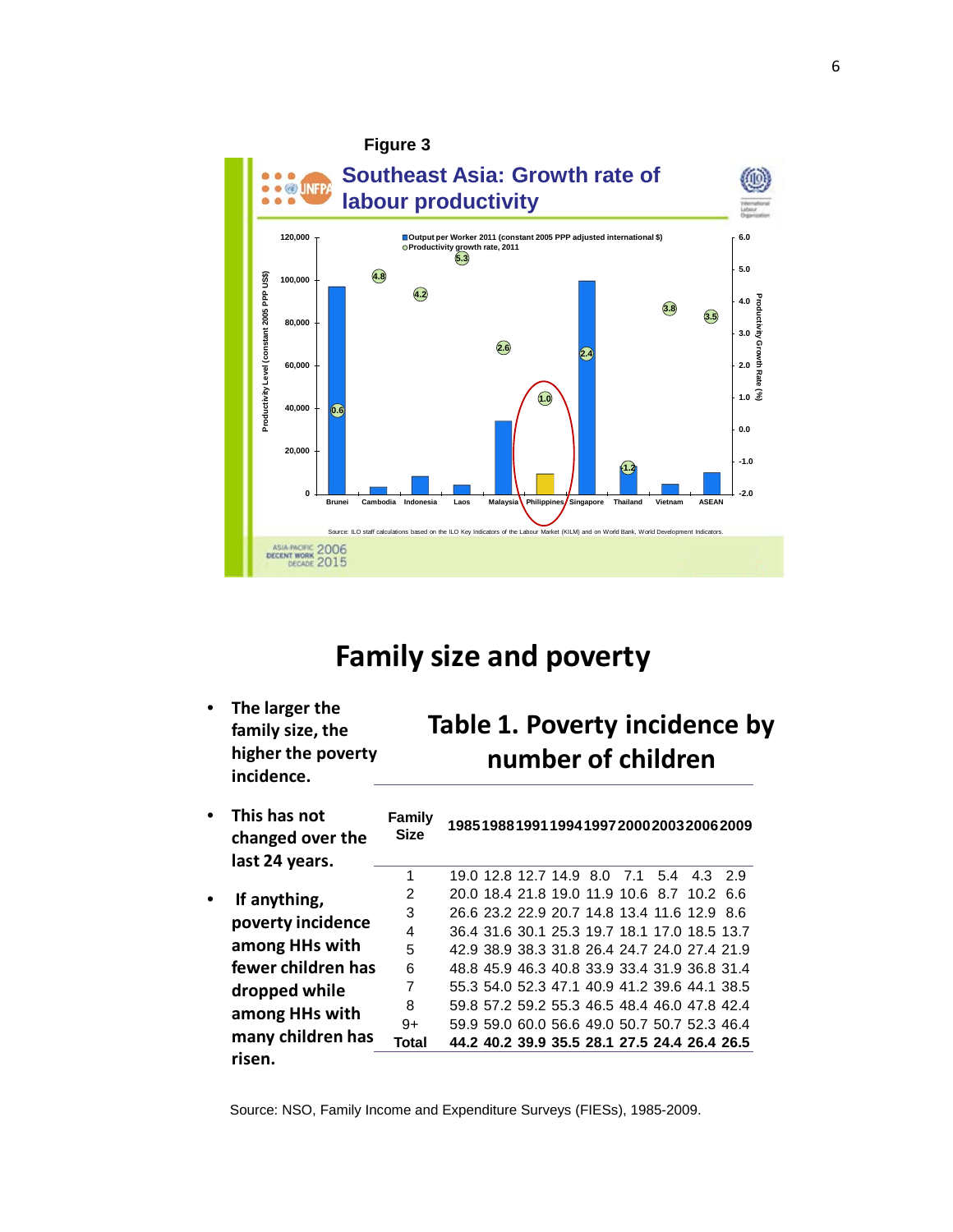Figure 3

Southeast Asia: Growth rate of labour productivity

Source: ILO staff calculations based on the ILO Key Indicators of the Labour Market (KILM) and on World Bank, World Development Indicators.

## Family size and poverty

- The larger the family size, the higher the poverty incidence.
- This has not changed over the last 24 years.
- If anything, poverty incidence among HHs with fewer children has dropped while among HHs with many children has risen.

### Table 1. Poverty incidence by number of children

| Family Size | 1985 | 1988 | 1991 | 1994 | 1997 | 2000 | 2003 | 2006 | 2009 |
|---|---|---|---|---|---|---|---|---|---|
| 1 | 19.0 | 12.8 | 12.7 | 14.9 | 8.0 | 7.1 | 5.4 | 4.3 | 2.9 |
| 2 | 20.0 | 18.4 | 21.8 | 19.0 | 11.9 | 10.6 | 8.7 | 10.2 | 6.6 |
| 3 | 26.6 | 23.2 | 22.9 | 20.7 | 14.8 | 13.4 | 11.6 | 12.9 | 8.6 |
| 4 | 36.4 | 31.6 | 30.1 | 25.3 | 19.7 | 18.1 | 17.0 | 18.5 | 13.7 |
| 5 | 42.9 | 38.9 | 38.3 | 31.8 | 26.4 | 24.7 | 24.0 | 27.4 | 21.9 |
| 6 | 48.8 | 45.9 | 46.3 | 40.8 | 33.9 | 33.4 | 31.9 | 36.8 | 31.4 |
| 7 | 55.3 | 54.0 | 52.3 | 47.1 | 40.9 | 41.2 | 39.6 | 44.1 | 38.5 |
| 8 | 59.8 | 57.2 | 59.2 | 55.3 | 46.5 | 48.4 | 46.0 | 47.8 | 42.4 |
| 9+ | 59.9 | 59.0 | 60.0 | 56.6 | 49.0 | 50.7 | 50.7 | 52.3 | 46.4 |
| **Total** | **44.2** | **40.2** | **39.9** | **35.5** | **28.1** | **27.5** | **24.4** | **26.4** | **26.5** |

Source: NSO, Family Income and Expenditure Surveys (FIESs), 1985-2009.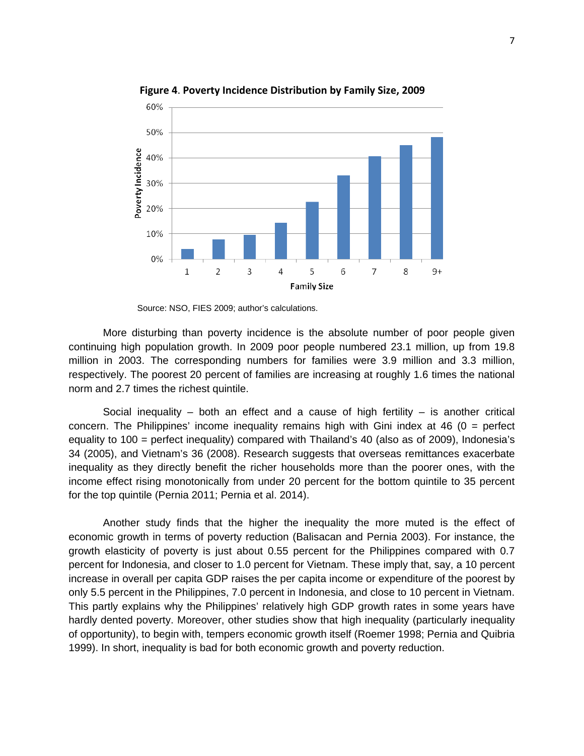**Figure 4. Poverty Incidence Distribution by Family Size, 2009**

Source: NSO, FIES 2009; author's calculations.

More disturbing than poverty incidence is the absolute number of poor people given continuing high population growth. In 2009 poor people numbered 23.1 million, up from 19.8 million in 2003. The corresponding numbers for families were 3.9 million and 3.3 million, respectively. The poorest 20 percent of families are increasing at roughly 1.6 times the national norm and 2.7 times the richest quintile.

Social inequality – both an effect and a cause of high fertility – is another critical concern. The Philippines' income inequality remains high with Gini index at 46 (0 = perfect equality to 100 = perfect inequality) compared with Thailand's 40 (also as of 2009), Indonesia's 34 (2005), and Vietnam's 36 (2008). Research suggests that overseas remittances exacerbate inequality as they directly benefit the richer households more than the poorer ones, with the income effect rising monotonically from under 20 percent for the bottom quintile to 35 percent for the top quintile (Pernia 2011; Pernia et al. 2014).

Another study finds that the higher the inequality the more muted is the effect of economic growth in terms of poverty reduction (Balisacan and Pernia 2003). For instance, the growth elasticity of poverty is just about 0.55 percent for the Philippines compared with 0.7 percent for Indonesia, and closer to 1.0 percent for Vietnam. These imply that, say, a 10 percent increase in overall per capita GDP raises the per capita income or expenditure of the poorest by only 5.5 percent in the Philippines, 7.0 percent in Indonesia, and close to 10 percent in Vietnam. This partly explains why the Philippines' relatively high GDP growth rates in some years have hardly dented poverty. Moreover, other studies show that high inequality (particularly inequality of opportunity), to begin with, tempers economic growth itself (Roemer 1998; Pernia and Quibria 1999). In short, inequality is bad for both economic growth and poverty reduction.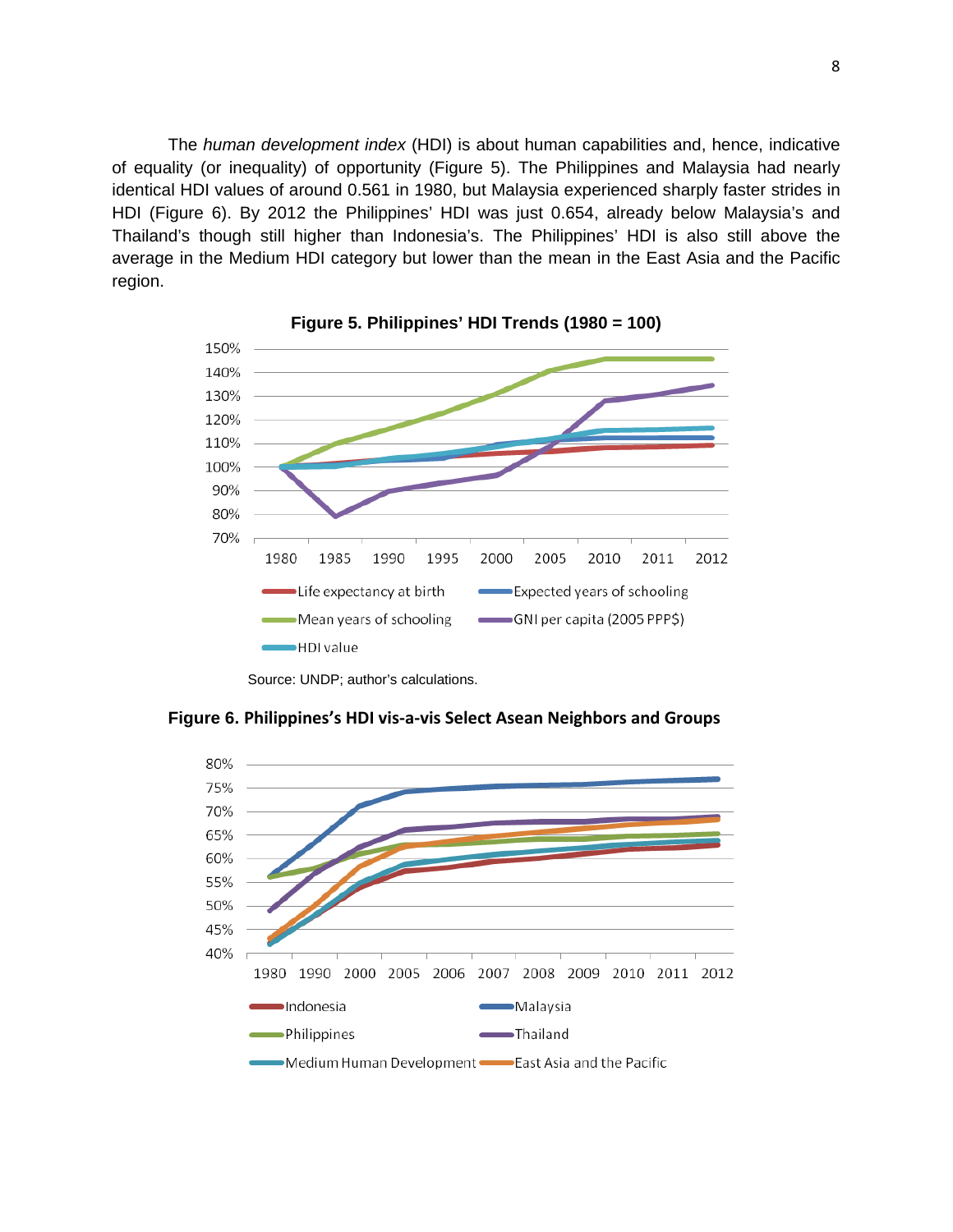The *human development index* (HDI) is about human capabilities and, hence, indicative of equality (or inequality) of opportunity (Figure 5). The Philippines and Malaysia had nearly identical HDI values of around 0.561 in 1980, but Malaysia experienced sharply faster strides in HDI (Figure 6). By 2012 the Philippines' HDI was just 0.654, already below Malaysia's and Thailand's though still higher than Indonesia's. The Philippines' HDI is also still above the average in the Medium HDI category but lower than the mean in the East Asia and the Pacific region.

**Figure 5. Philippines' HDI Trends (1980 = 100)**

Source: UNDP; author's calculations.

**Figure 6. Philippines's HDI vis-a-vis Select Asean Neighbors and Groups**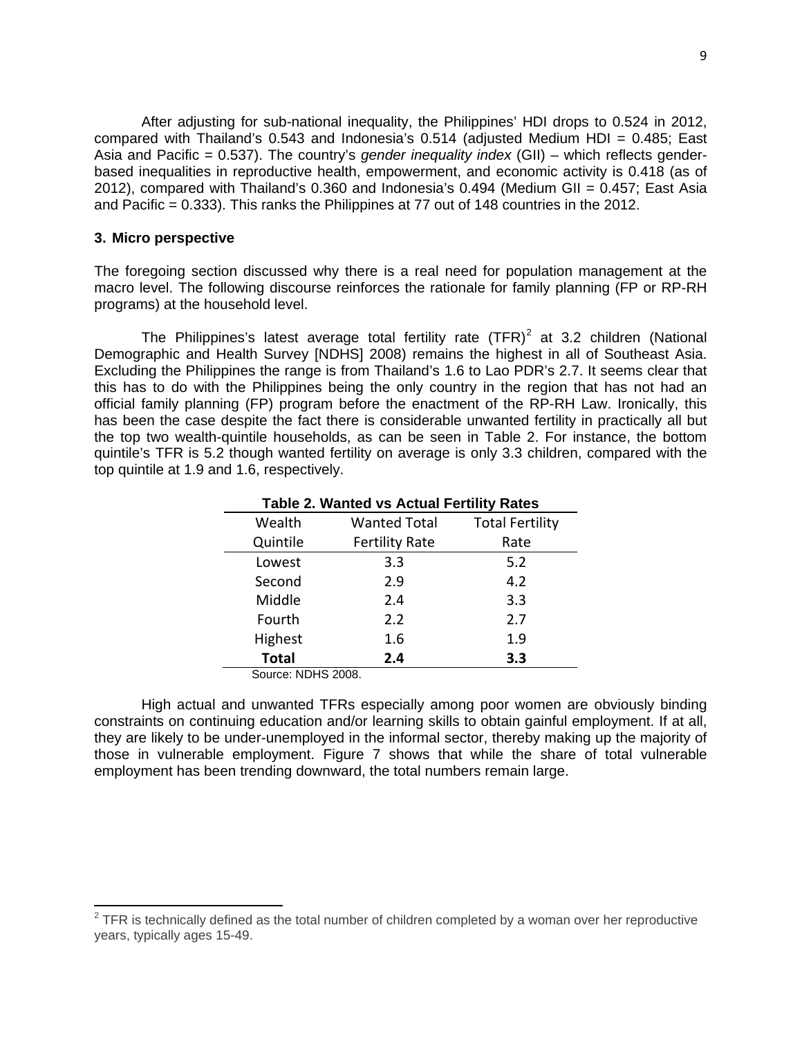After adjusting for sub-national inequality, the Philippines' HDI drops to 0.524 in 2012, compared with Thailand's 0.543 and Indonesia's 0.514 (adjusted Medium HDI = 0.485; East Asia and Pacific = 0.537). The country's *gender inequality index* (GII) – which reflects gender-based inequalities in reproductive health, empowerment, and economic activity is 0.418 (as of 2012), compared with Thailand's 0.360 and Indonesia's 0.494 (Medium GII = 0.457; East Asia and Pacific = 0.333). This ranks the Philippines at 77 out of 148 countries in the 2012.

### 3. Micro perspective

The foregoing section discussed why there is a real need for population management at the macro level. The following discourse reinforces the rationale for family planning (FP or RP-RH programs) at the household level.

The Philippines's latest average total fertility rate (TFR)[2] at 3.2 children (National Demographic and Health Survey [NDHS] 2008) remains the highest in all of Southeast Asia. Excluding the Philippines the range is from Thailand's 1.6 to Lao PDR's 2.7. It seems clear that this has to do with the Philippines being the only country in the region that has not had an official family planning (FP) program before the enactment of the RP-RH Law. Ironically, this has been the case despite the fact there is considerable unwanted fertility in practically all but the top two wealth-quintile households, as can be seen in Table 2. For instance, the bottom quintile's TFR is 5.2 though wanted fertility on average is only 3.3 children, compared with the top quintile at 1.9 and 1.6, respectively.

**Table 2. Wanted vs Actual Fertility Rates**

| Wealth Quintile | Wanted Total Fertility Rate | Total Fertility Rate |
|---|---|---|
| Lowest | 3.3 | 5.2 |
| Second | 2.9 | 4.2 |
| Middle | 2.4 | 3.3 |
| Fourth | 2.2 | 2.7 |
| Highest | 1.6 | 1.9 |
| **Total** | **2.4** | **3.3** |

Source: NDHS 2008.

High actual and unwanted TFRs especially among poor women are obviously binding constraints on continuing education and/or learning skills to obtain gainful employment. If at all, they are likely to be under-unemployed in the informal sector, thereby making up the majority of those in vulnerable employment. Figure 7 shows that while the share of total vulnerable employment has been trending downward, the total numbers remain large.

---

[2] TFR is technically defined as the total number of children completed by a woman over her reproductive years, typically ages 15-49.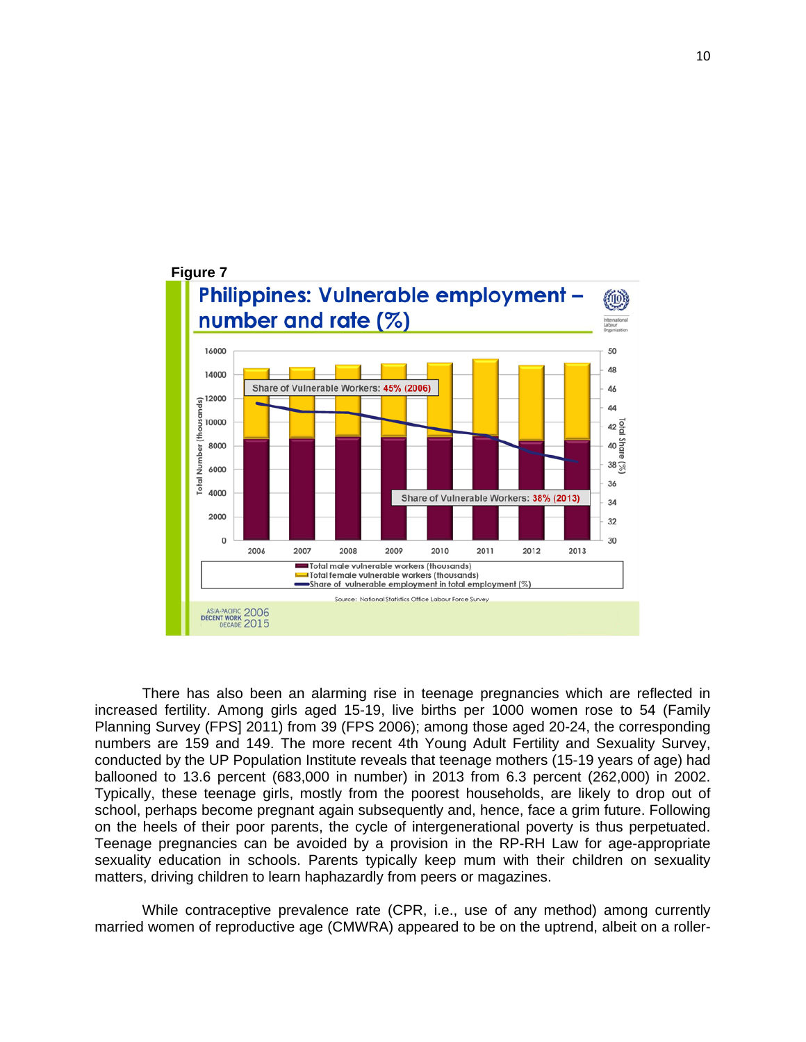**Figure 7**

There has also been an alarming rise in teenage pregnancies which are reflected in increased fertility. Among girls aged 15-19, live births per 1000 women rose to 54 (Family Planning Survey (FPS] 2011) from 39 (FPS 2006); among those aged 20-24, the corresponding numbers are 159 and 149. The more recent 4th Young Adult Fertility and Sexuality Survey, conducted by the UP Population Institute reveals that teenage mothers (15-19 years of age) had ballooned to 13.6 percent (683,000 in number) in 2013 from 6.3 percent (262,000) in 2002. Typically, these teenage girls, mostly from the poorest households, are likely to drop out of school, perhaps become pregnant again subsequently and, hence, face a grim future. Following on the heels of their poor parents, the cycle of intergenerational poverty is thus perpetuated. Teenage pregnancies can be avoided by a provision in the RP-RH Law for age-appropriate sexuality education in schools. Parents typically keep mum with their children on sexuality matters, driving children to learn haphazardly from peers or magazines.

While contraceptive prevalence rate (CPR, i.e., use of any method) among currently married women of reproductive age (CMWRA) appeared to be on the uptrend, albeit on a roller-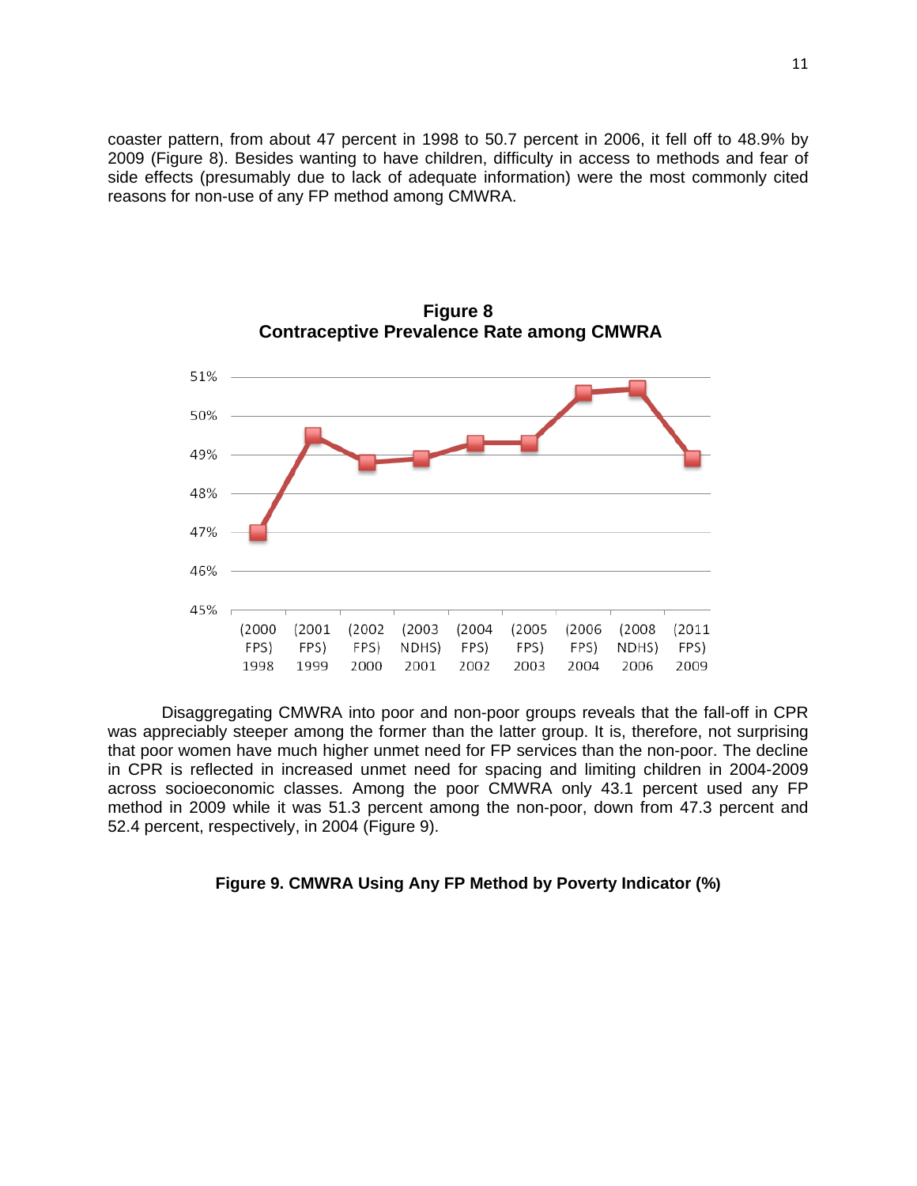coaster pattern, from about 47 percent in 1998 to 50.7 percent in 2006, it fell off to 48.9% by 2009 (Figure 8). Besides wanting to have children, difficulty in access to methods and fear of side effects (presumably due to lack of adequate information) were the most commonly cited reasons for non-use of any FP method among CMWRA.

**Figure 8**
**Contraceptive Prevalence Rate among CMWRA**

Disaggregating CMWRA into poor and non-poor groups reveals that the fall-off in CPR was appreciably steeper among the former than the latter group. It is, therefore, not surprising that poor women have much higher unmet need for FP services than the non-poor. The decline in CPR is reflected in increased unmet need for spacing and limiting children in 2004-2009 across socioeconomic classes. Among the poor CMWRA only 43.1 percent used any FP method in 2009 while it was 51.3 percent among the non-poor, down from 47.3 percent and 52.4 percent, respectively, in 2004 (Figure 9).

**Figure 9. CMWRA Using Any FP Method by Poverty Indicator (%)**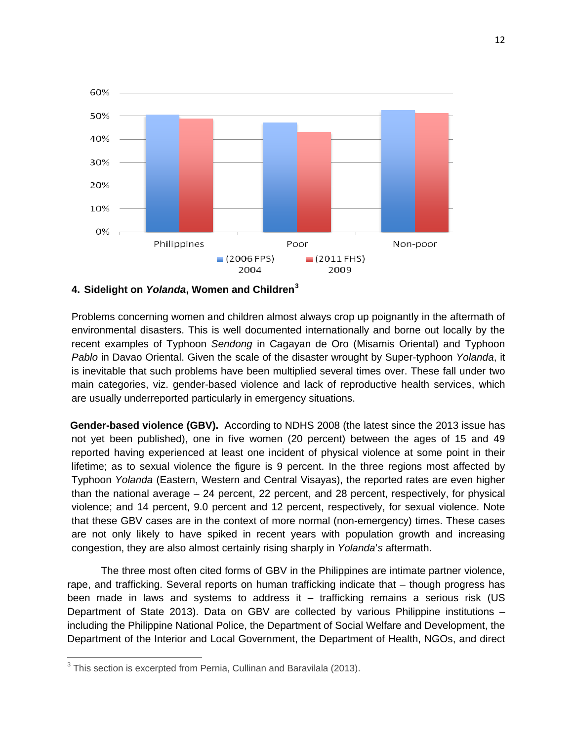## 4. Sidelight on *Yolanda*, Women and Children[3]

Problems concerning women and children almost always crop up poignantly in the aftermath of environmental disasters. This is well documented internationally and borne out locally by the recent examples of Typhoon *Sendong* in Cagayan de Oro (Misamis Oriental) and Typhoon *Pablo* in Davao Oriental. Given the scale of the disaster wrought by Super-typhoon *Yolanda*, it is inevitable that such problems have been multiplied several times over. These fall under two main categories, viz. gender-based violence and lack of reproductive health services, which are usually underreported particularly in emergency situations.

**Gender-based violence (GBV).** According to NDHS 2008 (the latest since the 2013 issue has not yet been published), one in five women (20 percent) between the ages of 15 and 49 reported having experienced at least one incident of physical violence at some point in their lifetime; as to sexual violence the figure is 9 percent. In the three regions most affected by Typhoon *Yolanda* (Eastern, Western and Central Visayas), the reported rates are even higher than the national average – 24 percent, 22 percent, and 28 percent, respectively, for physical violence; and 14 percent, 9.0 percent and 12 percent, respectively, for sexual violence. Note that these GBV cases are in the context of more normal (non-emergency) times. These cases are not only likely to have spiked in recent years with population growth and increasing congestion, they are also almost certainly rising sharply in *Yolanda's* aftermath.

The three most often cited forms of GBV in the Philippines are intimate partner violence, rape, and trafficking. Several reports on human trafficking indicate that – though progress has been made in laws and systems to address it – trafficking remains a serious risk (US Department of State 2013). Data on GBV are collected by various Philippine institutions – including the Philippine National Police, the Department of Social Welfare and Development, the Department of the Interior and Local Government, the Department of Health, NGOs, and direct

[3] This section is excerpted from Pernia, Cullinan and Baravilala (2013).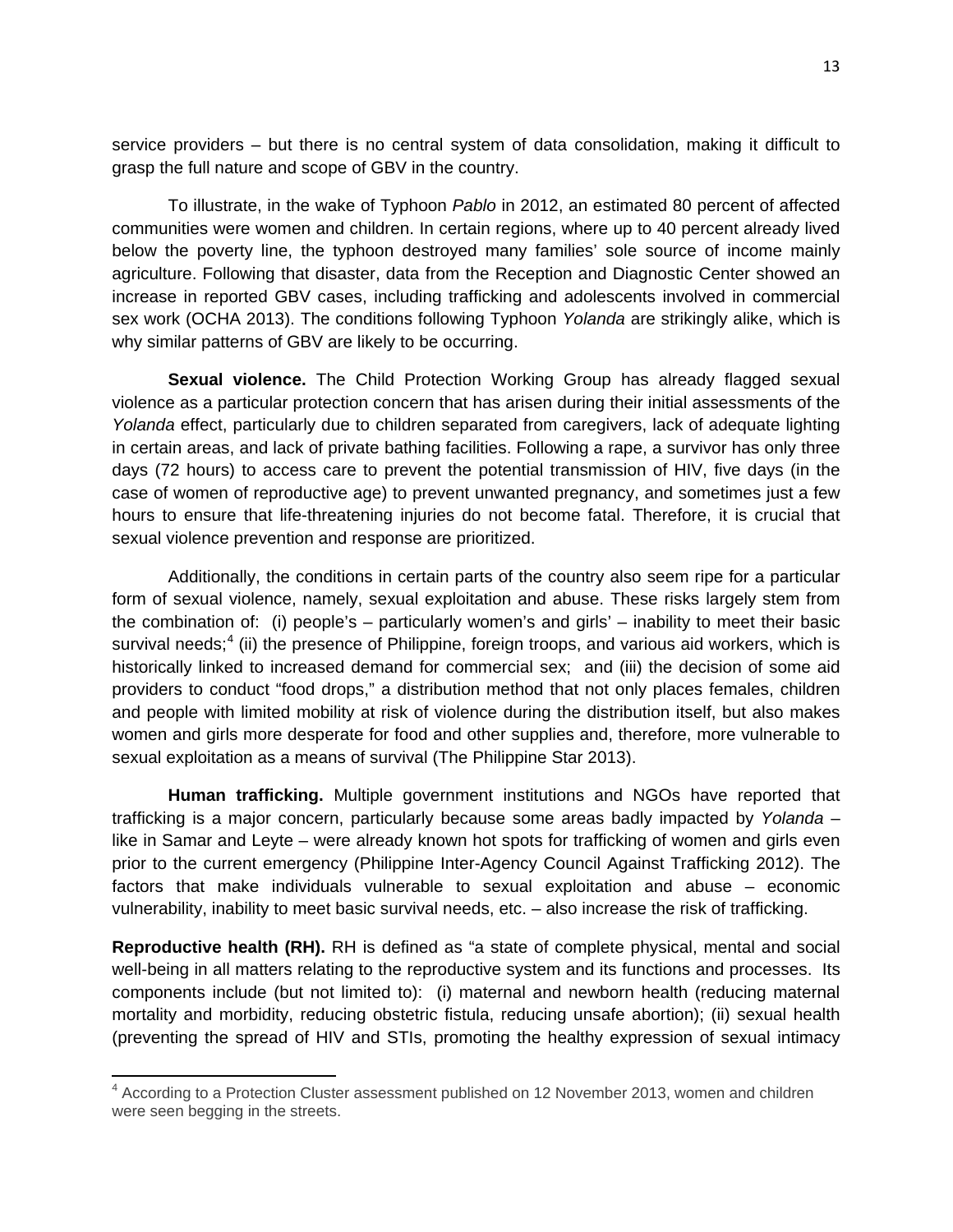service providers – but there is no central system of data consolidation, making it difficult to grasp the full nature and scope of GBV in the country.

To illustrate, in the wake of Typhoon *Pablo* in 2012, an estimated 80 percent of affected communities were women and children. In certain regions, where up to 40 percent already lived below the poverty line, the typhoon destroyed many families' sole source of income mainly agriculture. Following that disaster, data from the Reception and Diagnostic Center showed an increase in reported GBV cases, including trafficking and adolescents involved in commercial sex work (OCHA 2013). The conditions following Typhoon *Yolanda* are strikingly alike, which is why similar patterns of GBV are likely to be occurring.

**Sexual violence.** The Child Protection Working Group has already flagged sexual violence as a particular protection concern that has arisen during their initial assessments of the *Yolanda* effect, particularly due to children separated from caregivers, lack of adequate lighting in certain areas, and lack of private bathing facilities. Following a rape, a survivor has only three days (72 hours) to access care to prevent the potential transmission of HIV, five days (in the case of women of reproductive age) to prevent unwanted pregnancy, and sometimes just a few hours to ensure that life-threatening injuries do not become fatal. Therefore, it is crucial that sexual violence prevention and response are prioritized.

Additionally, the conditions in certain parts of the country also seem ripe for a particular form of sexual violence, namely, sexual exploitation and abuse. These risks largely stem from the combination of: (i) people's – particularly women's and girls' – inability to meet their basic survival needs;[4] (ii) the presence of Philippine, foreign troops, and various aid workers, which is historically linked to increased demand for commercial sex; and (iii) the decision of some aid providers to conduct "food drops," a distribution method that not only places females, children and people with limited mobility at risk of violence during the distribution itself, but also makes women and girls more desperate for food and other supplies and, therefore, more vulnerable to sexual exploitation as a means of survival (The Philippine Star 2013).

**Human trafficking.** Multiple government institutions and NGOs have reported that trafficking is a major concern, particularly because some areas badly impacted by *Yolanda* – like in Samar and Leyte – were already known hot spots for trafficking of women and girls even prior to the current emergency (Philippine Inter-Agency Council Against Trafficking 2012). The factors that make individuals vulnerable to sexual exploitation and abuse – economic vulnerability, inability to meet basic survival needs, etc. – also increase the risk of trafficking.

**Reproductive health (RH).** RH is defined as "a state of complete physical, mental and social well-being in all matters relating to the reproductive system and its functions and processes. Its components include (but not limited to): (i) maternal and newborn health (reducing maternal mortality and morbidity, reducing obstetric fistula, reducing unsafe abortion); (ii) sexual health (preventing the spread of HIV and STIs, promoting the healthy expression of sexual intimacy

[4] According to a Protection Cluster assessment published on 12 November 2013, women and children were seen begging in the streets.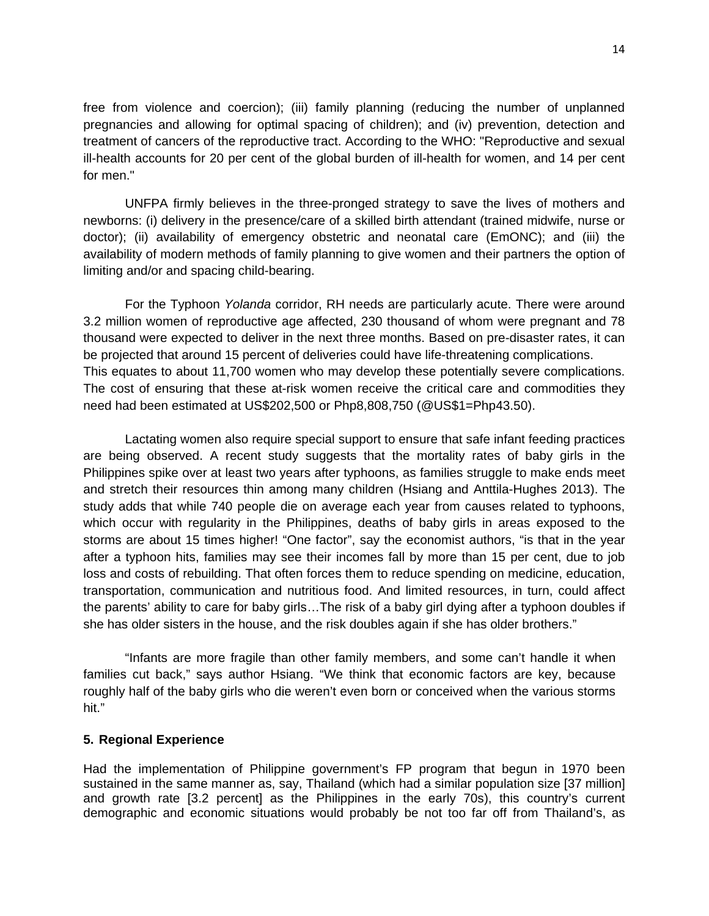free from violence and coercion); (iii) family planning (reducing the number of unplanned pregnancies and allowing for optimal spacing of children); and (iv) prevention, detection and treatment of cancers of the reproductive tract. According to the WHO: "Reproductive and sexual ill-health accounts for 20 per cent of the global burden of ill-health for women, and 14 per cent for men."

UNFPA firmly believes in the three-pronged strategy to save the lives of mothers and newborns: (i) delivery in the presence/care of a skilled birth attendant (trained midwife, nurse or doctor); (ii) availability of emergency obstetric and neonatal care (EmONC); and (iii) the availability of modern methods of family planning to give women and their partners the option of limiting and/or and spacing child-bearing.

For the Typhoon *Yolanda* corridor, RH needs are particularly acute. There were around 3.2 million women of reproductive age affected, 230 thousand of whom were pregnant and 78 thousand were expected to deliver in the next three months. Based on pre-disaster rates, it can be projected that around 15 percent of deliveries could have life-threatening complications. This equates to about 11,700 women who may develop these potentially severe complications. The cost of ensuring that these at-risk women receive the critical care and commodities they need had been estimated at US$202,500 or Php8,808,750 (@US$1=Php43.50).

Lactating women also require special support to ensure that safe infant feeding practices are being observed. A recent study suggests that the mortality rates of baby girls in the Philippines spike over at least two years after typhoons, as families struggle to make ends meet and stretch their resources thin among many children (Hsiang and Anttila-Hughes 2013). The study adds that while 740 people die on average each year from causes related to typhoons, which occur with regularity in the Philippines, deaths of baby girls in areas exposed to the storms are about 15 times higher! "One factor", say the economist authors, "is that in the year after a typhoon hits, families may see their incomes fall by more than 15 per cent, due to job loss and costs of rebuilding. That often forces them to reduce spending on medicine, education, transportation, communication and nutritious food. And limited resources, in turn, could affect the parents' ability to care for baby girls…The risk of a baby girl dying after a typhoon doubles if she has older sisters in the house, and the risk doubles again if she has older brothers."

"Infants are more fragile than other family members, and some can't handle it when families cut back," says author Hsiang. "We think that economic factors are key, because roughly half of the baby girls who die weren't even born or conceived when the various storms hit."

## 5. Regional Experience

Had the implementation of Philippine government's FP program that begun in 1970 been sustained in the same manner as, say, Thailand (which had a similar population size [37 million] and growth rate [3.2 percent] as the Philippines in the early 70s), this country's current demographic and economic situations would probably be not too far off from Thailand's, as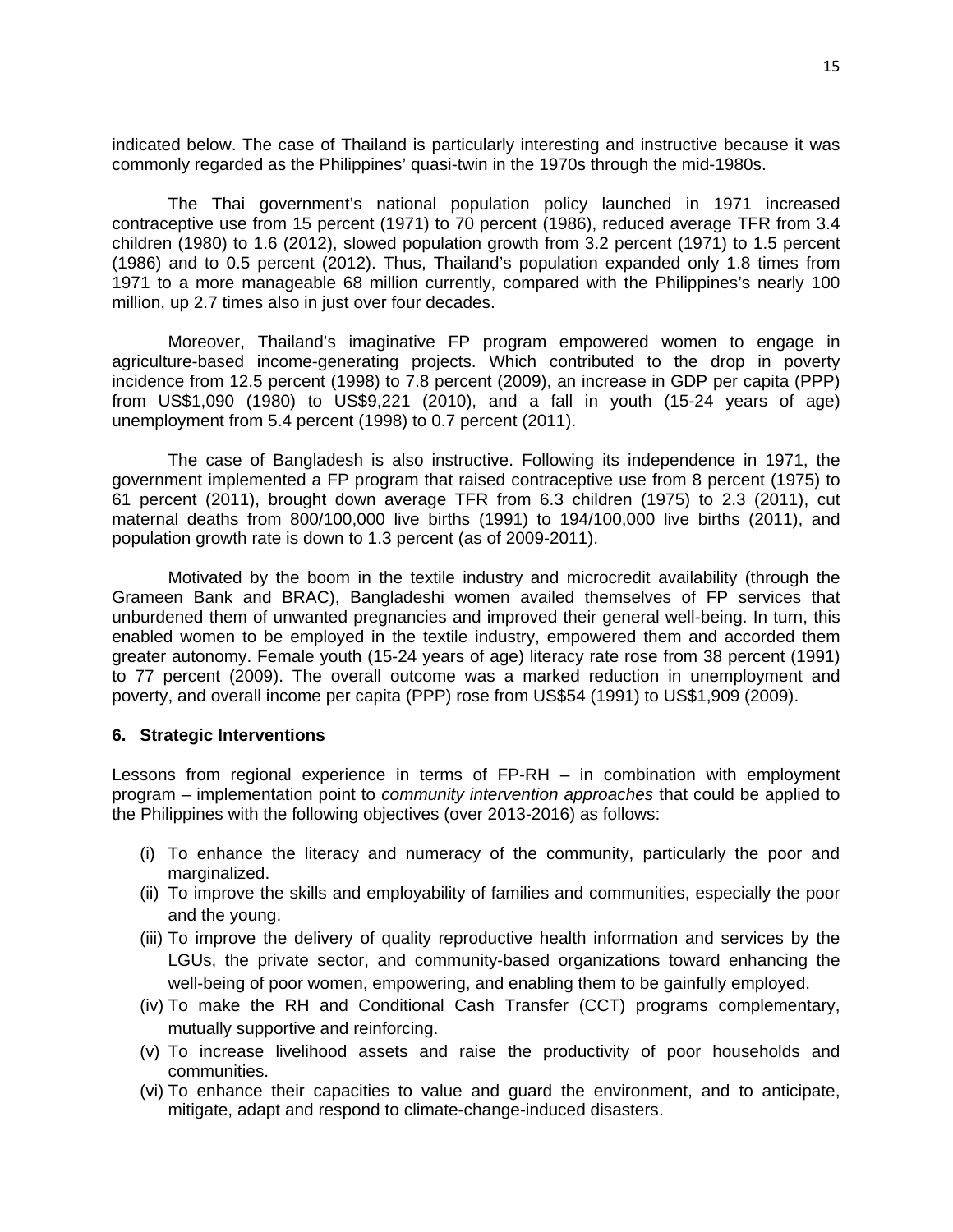indicated below. The case of Thailand is particularly interesting and instructive because it was commonly regarded as the Philippines' quasi-twin in the 1970s through the mid-1980s.

The Thai government's national population policy launched in 1971 increased contraceptive use from 15 percent (1971) to 70 percent (1986), reduced average TFR from 3.4 children (1980) to 1.6 (2012), slowed population growth from 3.2 percent (1971) to 1.5 percent (1986) and to 0.5 percent (2012). Thus, Thailand's population expanded only 1.8 times from 1971 to a more manageable 68 million currently, compared with the Philippines's nearly 100 million, up 2.7 times also in just over four decades.

Moreover, Thailand's imaginative FP program empowered women to engage in agriculture-based income-generating projects. Which contributed to the drop in poverty incidence from 12.5 percent (1998) to 7.8 percent (2009), an increase in GDP per capita (PPP) from US$1,090 (1980) to US$9,221 (2010), and a fall in youth (15-24 years of age) unemployment from 5.4 percent (1998) to 0.7 percent (2011).

The case of Bangladesh is also instructive. Following its independence in 1971, the government implemented a FP program that raised contraceptive use from 8 percent (1975) to 61 percent (2011), brought down average TFR from 6.3 children (1975) to 2.3 (2011), cut maternal deaths from 800/100,000 live births (1991) to 194/100,000 live births (2011), and population growth rate is down to 1.3 percent (as of 2009-2011).

Motivated by the boom in the textile industry and microcredit availability (through the Grameen Bank and BRAC), Bangladeshi women availed themselves of FP services that unburdened them of unwanted pregnancies and improved their general well-being. In turn, this enabled women to be employed in the textile industry, empowered them and accorded them greater autonomy. Female youth (15-24 years of age) literacy rate rose from 38 percent (1991) to 77 percent (2009). The overall outcome was a marked reduction in unemployment and poverty, and overall income per capita (PPP) rose from US$54 (1991) to US$1,909 (2009).

### 6. Strategic Interventions

Lessons from regional experience in terms of FP-RH – in combination with employment program – implementation point to *community intervention approaches* that could be applied to the Philippines with the following objectives (over 2013-2016) as follows:

(i) To enhance the literacy and numeracy of the community, particularly the poor and marginalized.
(ii) To improve the skills and employability of families and communities, especially the poor and the young.
(iii) To improve the delivery of quality reproductive health information and services by the LGUs, the private sector, and community-based organizations toward enhancing the well-being of poor women, empowering, and enabling them to be gainfully employed.
(iv) To make the RH and Conditional Cash Transfer (CCT) programs complementary, mutually supportive and reinforcing.
(v) To increase livelihood assets and raise the productivity of poor households and communities.
(vi) To enhance their capacities to value and guard the environment, and to anticipate, mitigate, adapt and respond to climate-change-induced disasters.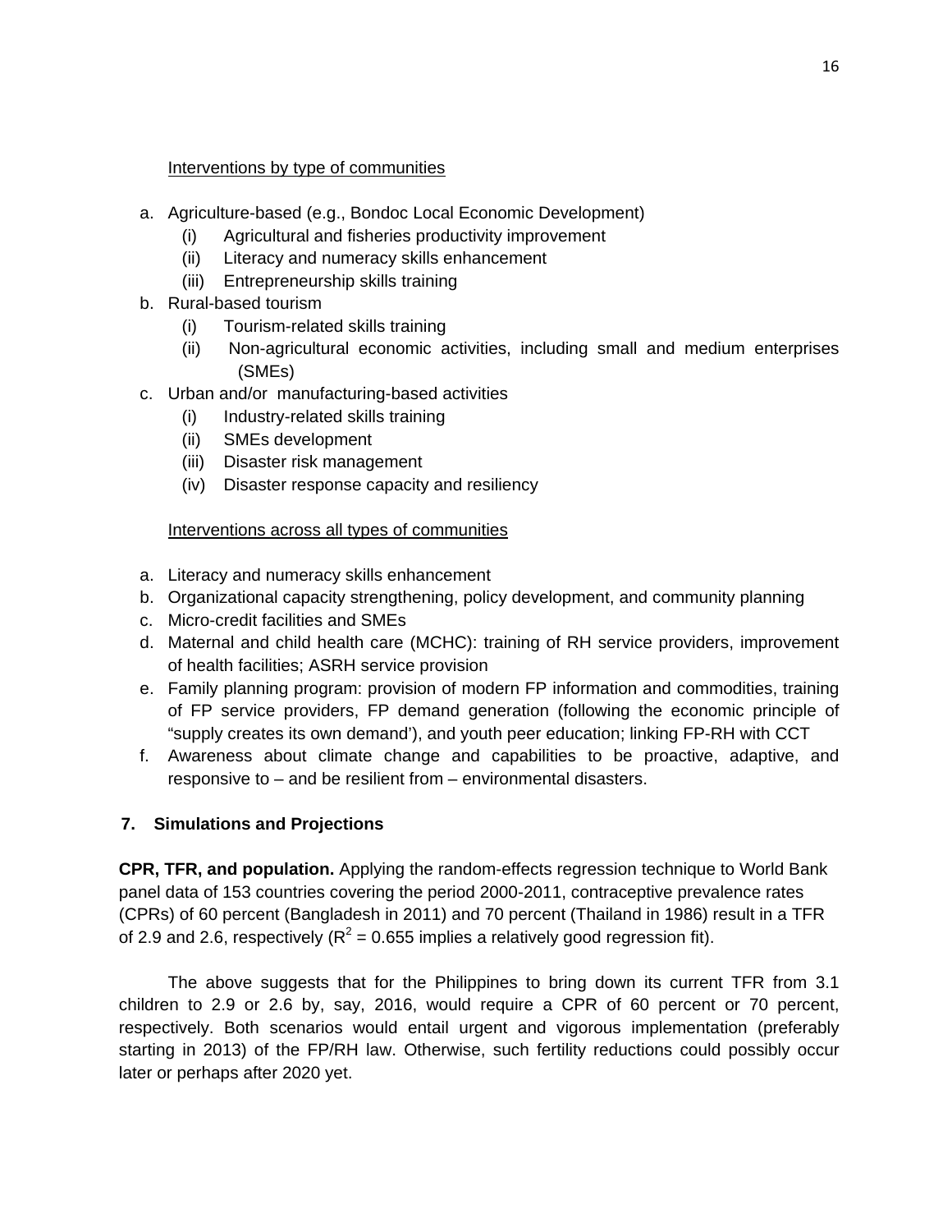Interventions by type of communities

a. Agriculture-based (e.g., Bondoc Local Economic Development)
   (i) Agricultural and fisheries productivity improvement
   (ii) Literacy and numeracy skills enhancement
   (iii) Entrepreneurship skills training
b. Rural-based tourism
   (i) Tourism-related skills training
   (ii) Non-agricultural economic activities, including small and medium enterprises (SMEs)
c. Urban and/or manufacturing-based activities
   (i) Industry-related skills training
   (ii) SMEs development
   (iii) Disaster risk management
   (iv) Disaster response capacity and resiliency

Interventions across all types of communities

a. Literacy and numeracy skills enhancement
b. Organizational capacity strengthening, policy development, and community planning
c. Micro-credit facilities and SMEs
d. Maternal and child health care (MCHC): training of RH service providers, improvement of health facilities; ASRH service provision
e. Family planning program: provision of modern FP information and commodities, training of FP service providers, FP demand generation (following the economic principle of "supply creates its own demand'), and youth peer education; linking FP-RH with CCT
f. Awareness about climate change and capabilities to be proactive, adaptive, and responsive to – and be resilient from – environmental disasters.

## 7. Simulations and Projections

**CPR, TFR, and population.** Applying the random-effects regression technique to World Bank panel data of 153 countries covering the period 2000-2011, contraceptive prevalence rates (CPRs) of 60 percent (Bangladesh in 2011) and 70 percent (Thailand in 1986) result in a TFR of 2.9 and 2.6, respectively ($R^2$ = 0.655 implies a relatively good regression fit).

The above suggests that for the Philippines to bring down its current TFR from 3.1 children to 2.9 or 2.6 by, say, 2016, would require a CPR of 60 percent or 70 percent, respectively. Both scenarios would entail urgent and vigorous implementation (preferably starting in 2013) of the FP/RH law. Otherwise, such fertility reductions could possibly occur later or perhaps after 2020 yet.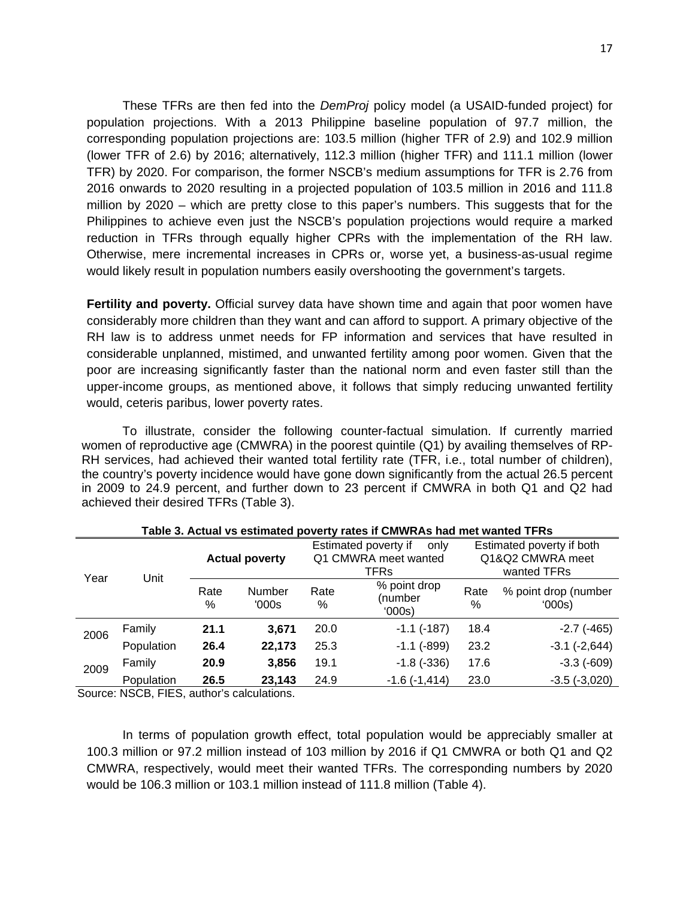These TFRs are then fed into the *DemProj* policy model (a USAID-funded project) for population projections. With a 2013 Philippine baseline population of 97.7 million, the corresponding population projections are: 103.5 million (higher TFR of 2.9) and 102.9 million (lower TFR of 2.6) by 2016; alternatively, 112.3 million (higher TFR) and 111.1 million (lower TFR) by 2020. For comparison, the former NSCB's medium assumptions for TFR is 2.76 from 2016 onwards to 2020 resulting in a projected population of 103.5 million in 2016 and 111.8 million by 2020 – which are pretty close to this paper's numbers. This suggests that for the Philippines to achieve even just the NSCB's population projections would require a marked reduction in TFRs through equally higher CPRs with the implementation of the RH law. Otherwise, mere incremental increases in CPRs or, worse yet, a business-as-usual regime would likely result in population numbers easily overshooting the government's targets.

**Fertility and poverty.** Official survey data have shown time and again that poor women have considerably more children than they want and can afford to support. A primary objective of the RH law is to address unmet needs for FP information and services that have resulted in considerable unplanned, mistimed, and unwanted fertility among poor women. Given that the poor are increasing significantly faster than the national norm and even faster still than the upper-income groups, as mentioned above, it follows that simply reducing unwanted fertility would, ceteris paribus, lower poverty rates.

To illustrate, consider the following counter-factual simulation. If currently married women of reproductive age (CMWRA) in the poorest quintile (Q1) by availing themselves of RP-RH services, had achieved their wanted total fertility rate (TFR, i.e., total number of children), the country's poverty incidence would have gone down significantly from the actual 26.5 percent in 2009 to 24.9 percent, and further down to 23 percent if CMWRA in both Q1 and Q2 had achieved their desired TFRs (Table 3).

**Table 3. Actual vs estimated poverty rates if CMWRAs had met wanted TFRs**

| Year | Unit | **Actual poverty** | | Estimated poverty if only Q1 CMWRA meet wanted TFRs | | Estimated poverty if both Q1&Q2 CMWRA meet wanted TFRs | |
|---|---|---|---|---|---|---|---|
| | | Rate % | Number '000s | Rate % | % point drop (number '000s) | Rate % | % point drop (number '000s) |
| 2006 | Family | **21.1** | **3,671** | 20.0 | -1.1 (-187) | 18.4 | -2.7 (-465) |
| | Population | **26.4** | **22,173** | 25.3 | -1.1 (-899) | 23.2 | -3.1 (-2,644) |
| 2009 | Family | **20.9** | **3,856** | 19.1 | -1.8 (-336) | 17.6 | -3.3 (-609) |
| | Population | **26.5** | **23,143** | 24.9 | -1.6 (-1,414) | 23.0 | -3.5 (-3,020) |

Source: NSCB, FIES, author's calculations.

In terms of population growth effect, total population would be appreciably smaller at 100.3 million or 97.2 million instead of 103 million by 2016 if Q1 CMWRA or both Q1 and Q2 CMWRA, respectively, would meet their wanted TFRs. The corresponding numbers by 2020 would be 106.3 million or 103.1 million instead of 111.8 million (Table 4).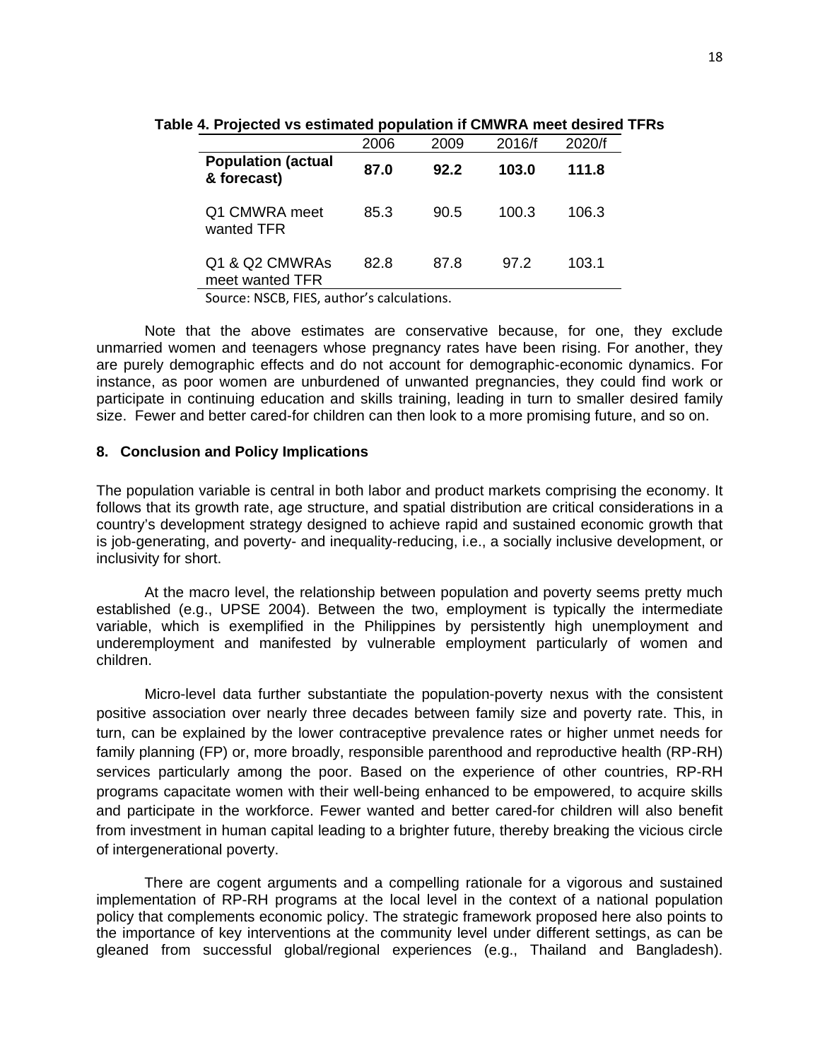**Table 4. Projected vs estimated population if CMWRA meet desired TFRs**

| | 2006 | 2009 | 2016/f | 2020/f |
|---|---|---|---|---|
| **Population (actual & forecast)** | **87.0** | **92.2** | **103.0** | **111.8** |
| Q1 CMWRA meet wanted TFR | 85.3 | 90.5 | 100.3 | 106.3 |
| Q1 & Q2 CMWRAs meet wanted TFR | 82.8 | 87.8 | 97.2 | 103.1 |

Source: NSCB, FIES, author's calculations.

Note that the above estimates are conservative because, for one, they exclude unmarried women and teenagers whose pregnancy rates have been rising. For another, they are purely demographic effects and do not account for demographic-economic dynamics. For instance, as poor women are unburdened of unwanted pregnancies, they could find work or participate in continuing education and skills training, leading in turn to smaller desired family size. Fewer and better cared-for children can then look to a more promising future, and so on.

## 8. Conclusion and Policy Implications

The population variable is central in both labor and product markets comprising the economy. It follows that its growth rate, age structure, and spatial distribution are critical considerations in a country's development strategy designed to achieve rapid and sustained economic growth that is job-generating, and poverty- and inequality-reducing, i.e., a socially inclusive development, or inclusivity for short.

At the macro level, the relationship between population and poverty seems pretty much established (e.g., UPSE 2004). Between the two, employment is typically the intermediate variable, which is exemplified in the Philippines by persistently high unemployment and underemployment and manifested by vulnerable employment particularly of women and children.

Micro-level data further substantiate the population-poverty nexus with the consistent positive association over nearly three decades between family size and poverty rate. This, in turn, can be explained by the lower contraceptive prevalence rates or higher unmet needs for family planning (FP) or, more broadly, responsible parenthood and reproductive health (RP-RH) services particularly among the poor. Based on the experience of other countries, RP-RH programs capacitate women with their well-being enhanced to be empowered, to acquire skills and participate in the workforce. Fewer wanted and better cared-for children will also benefit from investment in human capital leading to a brighter future, thereby breaking the vicious circle of intergenerational poverty.

There are cogent arguments and a compelling rationale for a vigorous and sustained implementation of RP-RH programs at the local level in the context of a national population policy that complements economic policy. The strategic framework proposed here also points to the importance of key interventions at the community level under different settings, as can be gleaned from successful global/regional experiences (e.g., Thailand and Bangladesh).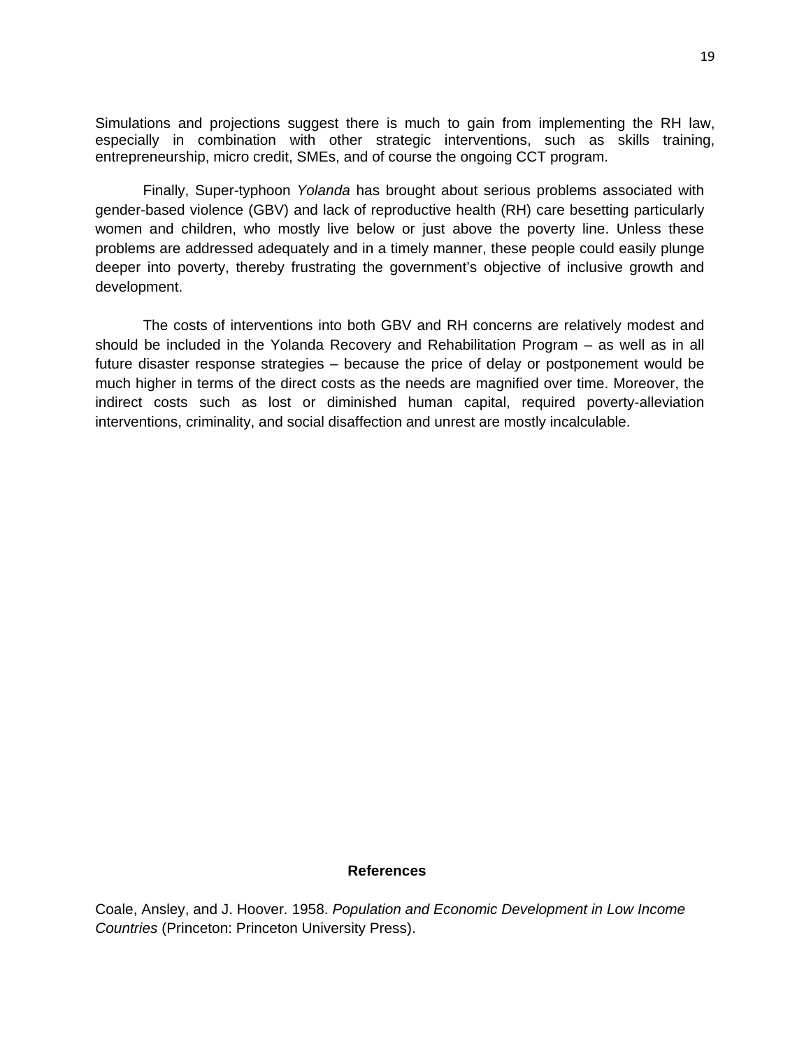Simulations and projections suggest there is much to gain from implementing the RH law, especially in combination with other strategic interventions, such as skills training, entrepreneurship, micro credit, SMEs, and of course the ongoing CCT program.

Finally, Super-typhoon *Yolanda* has brought about serious problems associated with gender-based violence (GBV) and lack of reproductive health (RH) care besetting particularly women and children, who mostly live below or just above the poverty line. Unless these problems are addressed adequately and in a timely manner, these people could easily plunge deeper into poverty, thereby frustrating the government's objective of inclusive growth and development.

The costs of interventions into both GBV and RH concerns are relatively modest and should be included in the Yolanda Recovery and Rehabilitation Program – as well as in all future disaster response strategies – because the price of delay or postponement would be much higher in terms of the direct costs as the needs are magnified over time. Moreover, the indirect costs such as lost or diminished human capital, required poverty-alleviation interventions, criminality, and social disaffection and unrest are mostly incalculable.

## References

Coale, Ansley, and J. Hoover. 1958. *Population and Economic Development in Low Income Countries* (Princeton: Princeton University Press).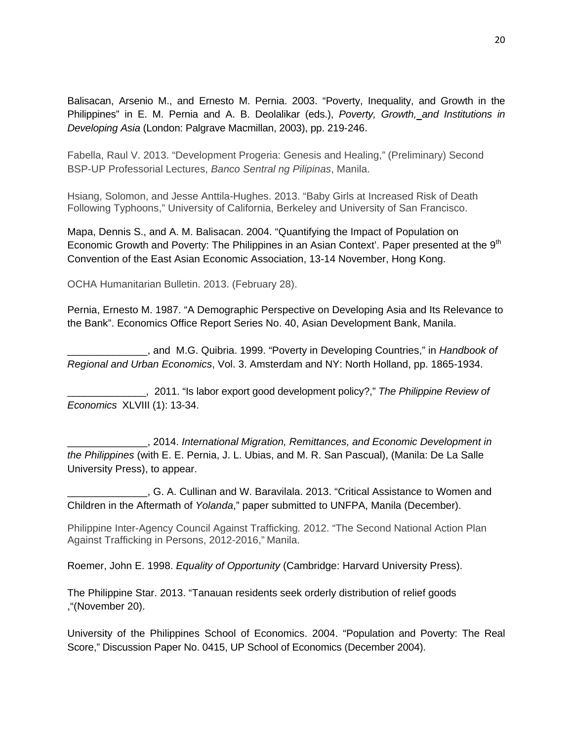Balisacan, Arsenio M., and Ernesto M. Pernia. 2003. "Poverty, Inequality, and Growth in the Philippines" in E. M. Pernia and A. B. Deolalikar (eds.), *Poverty, Growth, and Institutions in Developing Asia* (London: Palgrave Macmillan, 2003), pp. 219-246.

Fabella, Raul V. 2013. "Development Progeria: Genesis and Healing," (Preliminary) Second BSP-UP Professorial Lectures, *Banco Sentral ng Pilipinas*, Manila.

Hsiang, Solomon, and Jesse Anttila-Hughes. 2013. "Baby Girls at Increased Risk of Death Following Typhoons," University of California, Berkeley and University of San Francisco.

Mapa, Dennis S., and A. M. Balisacan. 2004. "Quantifying the Impact of Population on Economic Growth and Poverty: The Philippines in an Asian Context'. Paper presented at the 9th Convention of the East Asian Economic Association, 13-14 November, Hong Kong.

OCHA Humanitarian Bulletin. 2013. (February 28).

Pernia, Ernesto M. 1987. "A Demographic Perspective on Developing Asia and Its Relevance to the Bank". Economics Office Report Series No. 40, Asian Development Bank, Manila.

______________, and M.G. Quibria. 1999. "Poverty in Developing Countries," in *Handbook of Regional and Urban Economics*, Vol. 3. Amsterdam and NY: North Holland, pp. 1865-1934.

______________, 2011. "Is labor export good development policy?," *The Philippine Review of Economics* XLVIII (1): 13-34.

______________, 2014. *International Migration, Remittances, and Economic Development in the Philippines* (with E. E. Pernia, J. L. Ubias, and M. R. San Pascual), (Manila: De La Salle University Press), to appear.

______________, G. A. Cullinan and W. Baravilala. 2013. "Critical Assistance to Women and Children in the Aftermath of *Yolanda*," paper submitted to UNFPA, Manila (December).

Philippine Inter-Agency Council Against Trafficking. 2012. "The Second National Action Plan Against Trafficking in Persons, 2012-2016," Manila.

Roemer, John E. 1998. *Equality of Opportunity* (Cambridge: Harvard University Press).

The Philippine Star. 2013. "Tanauan residents seek orderly distribution of relief goods ,"(November 20).

University of the Philippines School of Economics. 2004. "Population and Poverty: The Real Score," Discussion Paper No. 0415, UP School of Economics (December 2004).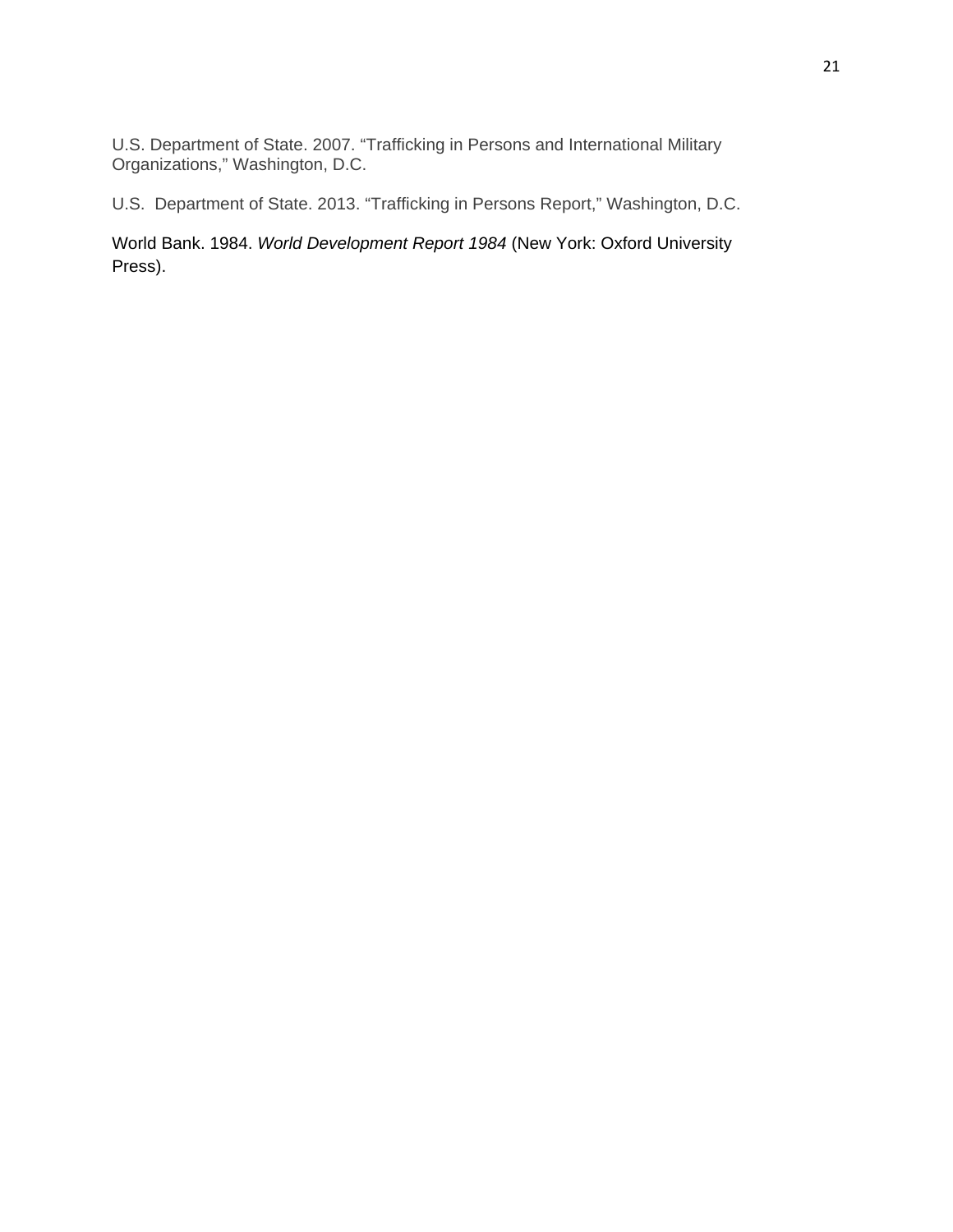U.S. Department of State. 2007. “Trafficking in Persons and International Military Organizations,” Washington, D.C.

U.S.  Department of State. 2013. “Trafficking in Persons Report,” Washington, D.C.

World Bank. 1984. *World Development Report 1984* (New York: Oxford University Press).